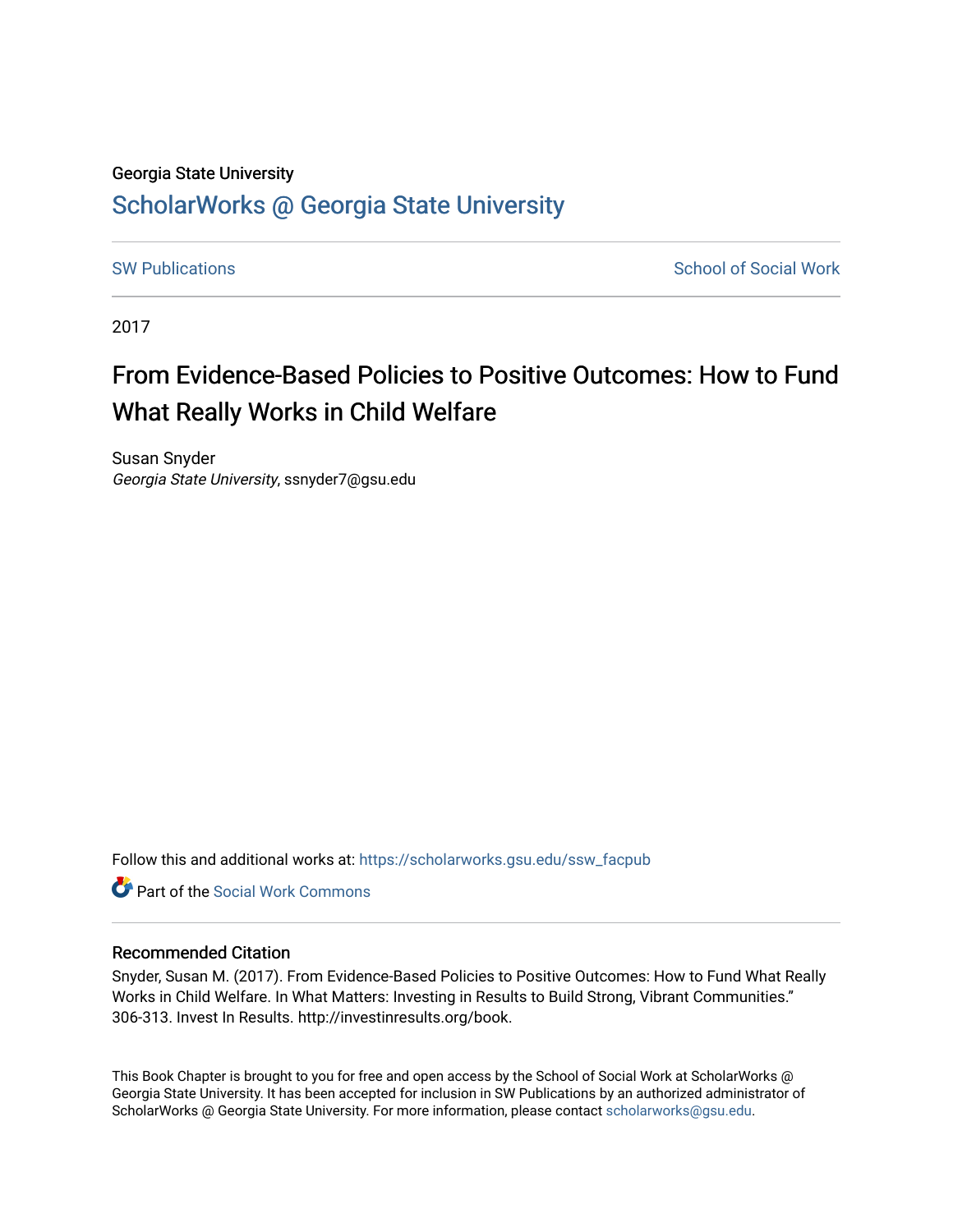Georgia State University

# ScholarWorks @ Georgia State University

SW Publications

School of Social Work

2017

## From Evidence-Based Policies to Positive Outcomes: How to Fund What Really Works in Child Welfare

Susan Snyder
*Georgia State University*, ssnyder7@gsu.edu

Follow this and additional works at: https://scholarworks.gsu.edu/ssw_facpub

Part of the Social Work Commons

### Recommended Citation

Snyder, Susan M. (2017). From Evidence-Based Policies to Positive Outcomes: How to Fund What Really Works in Child Welfare. In What Matters: Investing in Results to Build Strong, Vibrant Communities." 306-313. Invest In Results. http://investinresults.org/book.

This Book Chapter is brought to you for free and open access by the School of Social Work at ScholarWorks @ Georgia State University. It has been accepted for inclusion in SW Publications by an authorized administrator of ScholarWorks @ Georgia State University. For more information, please contact scholarworks@gsu.edu.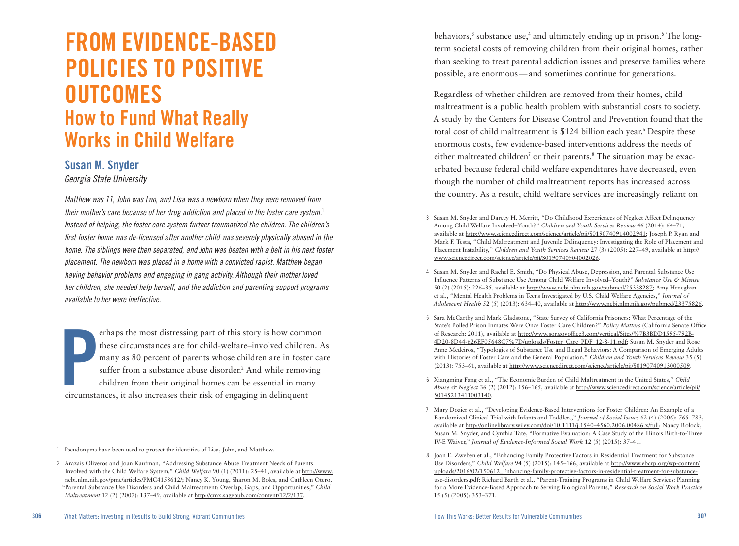# FROM EVIDENCE-BASED POLICIES TO POSITIVE OUTCOMES

## How to Fund What Really Works in Child Welfare

### Susan M. Snyder

*Georgia State University*

*Matthew was 11, John was two, and Lisa was a newborn when they were removed from their mother's care because of her drug addiction and placed in the foster care system.*[1] *Instead of helping, the foster care system further traumatized the children. The children's first foster home was de-licensed after another child was severely physically abused in the home. The siblings were then separated, and John was beaten with a belt in his next foster placement. The newborn was placed in a home with a convicted rapist. Matthew began having behavior problems and engaging in gang activity. Although their mother loved her children, she needed help herself, and the addiction and parenting support programs available to her were ineffective.*

Perhaps the most distressing part of this story is how common these circumstances are for child-welfare–involved children. As many as 80 percent of parents whose children are in foster care suffer from a substance abuse disorder.[2] And while removing children from their original homes can be essential in many circumstances, it also increases their risk of engaging in delinquent behaviors,[3] substance use,[4] and ultimately ending up in prison.[5] The long-term societal costs of removing children from their original homes, rather than seeking to treat parental addiction issues and preserve families where possible, are enormous—and sometimes continue for generations.

Regardless of whether children are removed from their homes, child maltreatment is a public health problem with substantial costs to society. A study by the Centers for Disease Control and Prevention found that the total cost of child maltreatment is $124 billion each year.[6] Despite these enormous costs, few evidence-based interventions address the needs of either maltreated children[7] or their parents.[8] The situation may be exacerbated because federal child welfare expenditures have decreased, even though the number of child maltreatment reports has increased across the country. As a result, child welfare services are increasingly reliant on

---

1 Pseudonyms have been used to protect the identities of Lisa, John, and Matthew.

2 Arazais Oliveros and Joan Kaufman, "Addressing Substance Abuse Treatment Needs of Parents Involved with the Child Welfare System," *Child Welfare* 90 (1) (2011): 25–41, available at http://www.ncbi.nlm.nih.gov/pmc/articles/PMC4158612/; Nancy K. Young, Sharon M. Boles, and Cathleen Otero, "Parental Substance Use Disorders and Child Maltreatment: Overlap, Gaps, and Opportunities," *Child Maltreatment* 12 (2) (2007): 137–49, available at http://cmx.sagepub.com/content/12/2/137.

3 Susan M. Snyder and Darcey H. Merritt, "Do Childhood Experiences of Neglect Affect Delinquency Among Child Welfare Involved–Youth?" *Children and Youth Services Review* 46 (2014): 64–71, available at http://www.sciencedirect.com/science/article/pii/S0190740914002941; Joseph P. Ryan and Mark F. Testa, "Child Maltreatment and Juvenile Delinquency: Investigating the Role of Placement and Placement Instability," *Children and Youth Services Review* 27 (3) (2005): 227–49, available at http://www.sciencedirect.com/science/article/pii/S0190740904002026.

4 Susan M. Snyder and Rachel E. Smith, "Do Physical Abuse, Depression, and Parental Substance Use Influence Patterns of Substance Use Among Child Welfare Involved–Youth?" *Substance Use & Misuse* 50 (2) (2015): 226–35, available at http://www.ncbi.nlm.nih.gov/pubmed/25338287; Amy Heneghan et al., "Mental Health Problems in Teens Investigated by U.S. Child Welfare Agencies," *Journal of Adolescent Health* 52 (5) (2013): 634–40, available at http://www.ncbi.nlm.nih.gov/pubmed/23375826.

5 Sara McCarthy and Mark Gladstone, "State Survey of California Prisoners: What Percentage of the State's Polled Prison Inmates Were Once Foster Care Children?" *Policy Matters* (California Senate Office of Research: 2011), available at http://www.sor.govoffice3.com/vertical/Sites/%7B3BDD1595-792B-4D20-8D44-626EF05648C7%7D/uploads/Foster_Care_PDF_12-8-11.pdf; Susan M. Snyder and Rose Anne Medeiros, "Typologies of Substance Use and Illegal Behaviors: A Comparison of Emerging Adults with Histories of Foster Care and the General Population," *Children and Youth Services Review* 35 (5) (2013): 753–61, available at http://www.sciencedirect.com/science/article/pii/S0190740913000509.

6 Xiangming Fang et al., "The Economic Burden of Child Maltreatment in the United States," *Child Abuse & Neglect* 36 (2) (2012): 156–165, available at http://www.sciencedirect.com/science/article/pii/S0145213411003140.

7 Mary Dozier et al., "Developing Evidence-Based Interventions for Foster Children: An Example of a Randomized Clinical Trial with Infants and Toddlers," *Journal of Social Issues* 62 (4) (2006): 765–783, available at http://onlinelibrary.wiley.com/doi/10.1111/j.1540-4560.2006.00486.x/full; Nancy Rolock, Susan M. Snyder, and Cynthia Tate, "Formative Evaluation: A Case Study of the Illinois Birth-to-Three IV-E Waiver," *Journal of Evidence-Informed Social Work* 12 (5) (2015): 37–41.

8 Joan E. Zweben et al., "Enhancing Family Protective Factors in Residential Treatment for Substance Use Disorders," *Child Welfare* 94 (5) (2015): 145–166, available at http://www.ebcrp.org/wp-content/uploads/2016/02/150612_Enhancing-family-protective-factors-in-residential-treatment-for-substance-use-disorders.pdf; Richard Barth et al., "Parent-Training Programs in Child Welfare Services: Planning for a More Evidence-Based Approach to Serving Biological Parents," *Research on Social Work Practice* 15 (5) (2005): 353–371.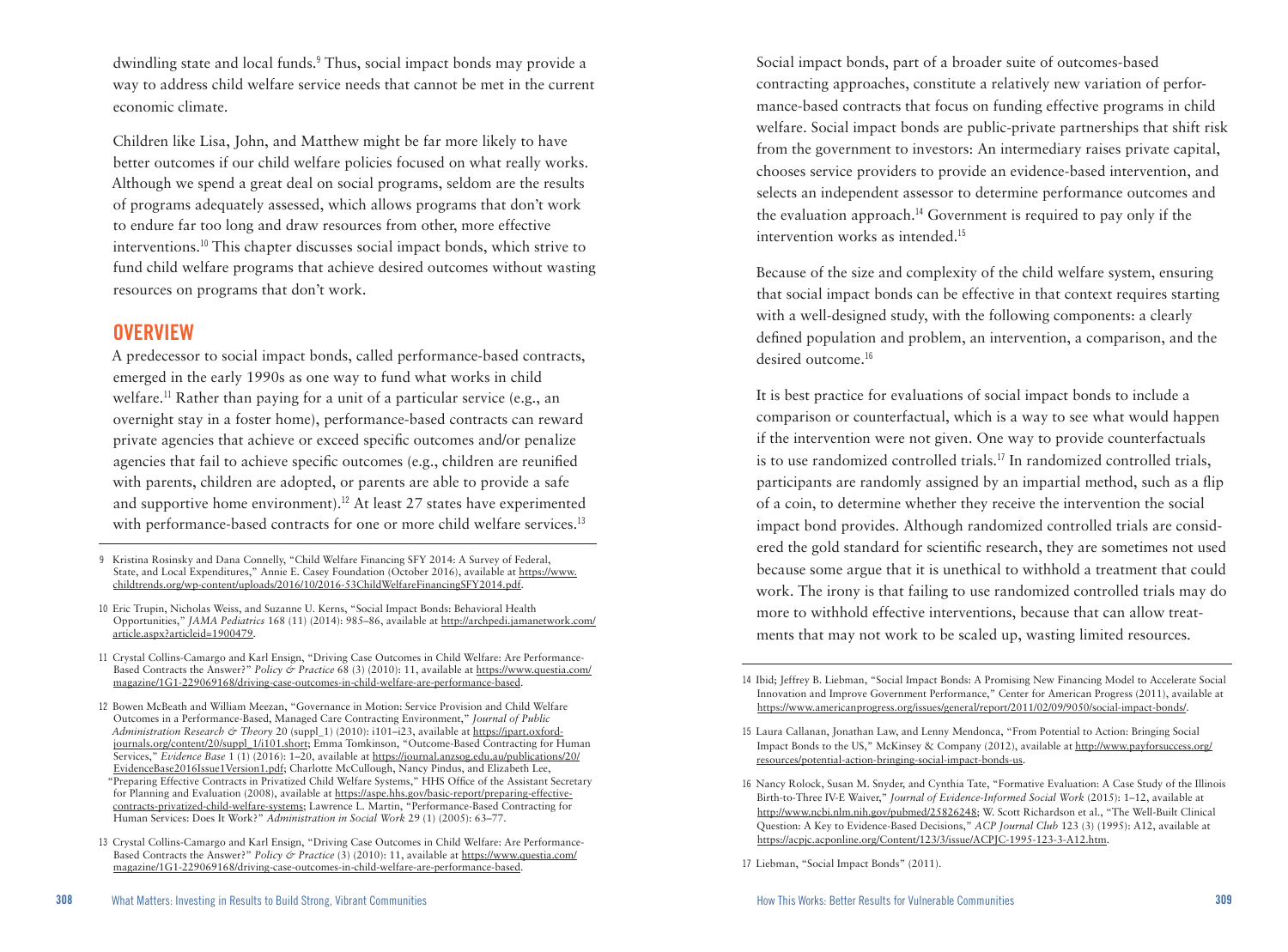dwindling state and local funds.[9] Thus, social impact bonds may provide a way to address child welfare service needs that cannot be met in the current economic climate.

Children like Lisa, John, and Matthew might be far more likely to have better outcomes if our child welfare policies focused on what really works. Although we spend a great deal on social programs, seldom are the results of programs adequately assessed, which allows programs that don't work to endure far too long and draw resources from other, more effective interventions.[10] This chapter discusses social impact bonds, which strive to fund child welfare programs that achieve desired outcomes without wasting resources on programs that don't work.

## OVERVIEW

A predecessor to social impact bonds, called performance-based contracts, emerged in the early 1990s as one way to fund what works in child welfare.[11] Rather than paying for a unit of a particular service (e.g., an overnight stay in a foster home), performance-based contracts can reward private agencies that achieve or exceed specific outcomes and/or penalize agencies that fail to achieve specific outcomes (e.g., children are reunified with parents, children are adopted, or parents are able to provide a safe and supportive home environment).[12] At least 27 states have experimented with performance-based contracts for one or more child welfare services.[13]

Social impact bonds, part of a broader suite of outcomes-based contracting approaches, constitute a relatively new variation of performance-based contracts that focus on funding effective programs in child welfare. Social impact bonds are public-private partnerships that shift risk from the government to investors: An intermediary raises private capital, chooses service providers to provide an evidence-based intervention, and selects an independent assessor to determine performance outcomes and the evaluation approach.[14] Government is required to pay only if the intervention works as intended.[15]

Because of the size and complexity of the child welfare system, ensuring that social impact bonds can be effective in that context requires starting with a well-designed study, with the following components: a clearly defined population and problem, an intervention, a comparison, and the desired outcome.[16]

It is best practice for evaluations of social impact bonds to include a comparison or counterfactual, which is a way to see what would happen if the intervention were not given. One way to provide counterfactuals is to use randomized controlled trials.[17] In randomized controlled trials, participants are randomly assigned by an impartial method, such as a flip of a coin, to determine whether they receive the intervention the social impact bond provides. Although randomized controlled trials are considered the gold standard for scientific research, they are sometimes not used because some argue that it is unethical to withhold a treatment that could work. The irony is that failing to use randomized controlled trials may do more to withhold effective interventions, because that can allow treatments that may not work to be scaled up, wasting limited resources.

---

9 Kristina Rosinsky and Dana Connelly, "Child Welfare Financing SFY 2014: A Survey of Federal, State, and Local Expenditures," Annie E. Casey Foundation (October 2016), available at https://www.childtrends.org/wp-content/uploads/2016/10/2016-53ChildWelfareFinancingSFY2014.pdf.

10 Eric Trupin, Nicholas Weiss, and Suzanne U. Kerns, "Social Impact Bonds: Behavioral Health Opportunities," *JAMA Pediatrics* 168 (11) (2014): 985–86, available at http://archpedi.jamanetwork.com/article.aspx?articleid=1900479.

11 Crystal Collins-Camargo and Karl Ensign, "Driving Case Outcomes in Child Welfare: Are Performance-Based Contracts the Answer?" *Policy & Practice* 68 (3) (2010): 11, available at https://www.questia.com/magazine/1G1-229069168/driving-case-outcomes-in-child-welfare-are-performance-based.

12 Bowen McBeath and William Meezan, "Governance in Motion: Service Provision and Child Welfare Outcomes in a Performance-Based, Managed Care Contracting Environment," *Journal of Public Administration Research & Theory* 20 (suppl_1) (2010): i101–i23, available at https://jpart.oxfordjournals.org/content/20/suppl_1/i101.short; Emma Tomkinson, "Outcome-Based Contracting for Human Services," *Evidence Base* 1 (1) (2016): 1–20, available at https://journal.anzsog.edu.au/publications/20/EvidenceBase2016Issue1Version1.pdf; Charlotte McCullough, Nancy Pindus, and Elizabeth Lee, "Preparing Effective Contracts in Privatized Child Welfare Systems," HHS Office of the Assistant Secretary for Planning and Evaluation (2008), available at https://aspe.hhs.gov/basic-report/preparing-effective-contracts-privatized-child-welfare-systems; Lawrence L. Martin, "Performance-Based Contracting for Human Services: Does It Work?" *Administration in Social Work* 29 (1) (2005): 63–77.

13 Crystal Collins-Camargo and Karl Ensign, "Driving Case Outcomes in Child Welfare: Are Performance-Based Contracts the Answer?" *Policy & Practice* (3) (2010): 11, available at https://www.questia.com/magazine/1G1-229069168/driving-case-outcomes-in-child-welfare-are-performance-based.

14 Ibid; Jeffrey B. Liebman, "Social Impact Bonds: A Promising New Financing Model to Accelerate Social Innovation and Improve Government Performance," Center for American Progress (2011), available at https://www.americanprogress.org/issues/general/report/2011/02/09/9050/social-impact-bonds/.

15 Laura Callanan, Jonathan Law, and Lenny Mendonca, "From Potential to Action: Bringing Social Impact Bonds to the US," McKinsey & Company (2012), available at http://www.payforsuccess.org/resources/potential-action-bringing-social-impact-bonds-us.

16 Nancy Rolock, Susan M. Snyder, and Cynthia Tate, "Formative Evaluation: A Case Study of the Illinois Birth-to-Three IV-E Waiver," *Journal of Evidence-Informed Social Work* (2015): 1–12, available at http://www.ncbi.nlm.nih.gov/pubmed/25826248; W. Scott Richardson et al., "The Well-Built Clinical Question: A Key to Evidence-Based Decisions," *ACP Journal Club* 123 (3) (1995): A12, available at https://acpjc.acponline.org/Content/123/3/issue/ACPJC-1995-123-3-A12.htm.

17 Liebman, "Social Impact Bonds" (2011).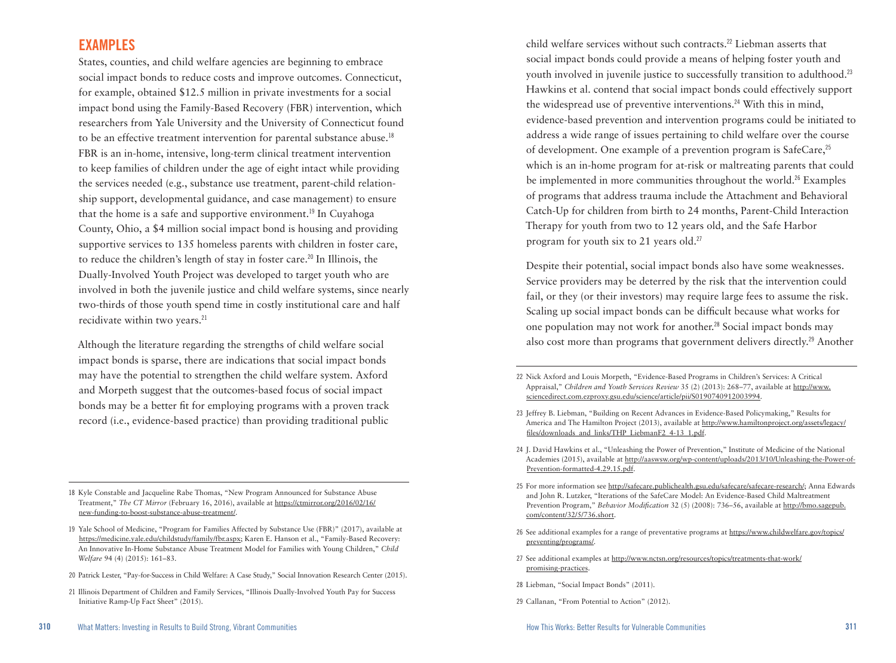## EXAMPLES

States, counties, and child welfare agencies are beginning to embrace social impact bonds to reduce costs and improve outcomes. Connecticut, for example, obtained $12.5 million in private investments for a social impact bond using the Family-Based Recovery (FBR) intervention, which researchers from Yale University and the University of Connecticut found to be an effective treatment intervention for parental substance abuse.[18] FBR is an in-home, intensive, long-term clinical treatment intervention to keep families of children under the age of eight intact while providing the services needed (e.g., substance use treatment, parent-child relationship support, developmental guidance, and case management) to ensure that the home is a safe and supportive environment.[19] In Cuyahoga County, Ohio, a $4 million social impact bond is housing and providing supportive services to 135 homeless parents with children in foster care, to reduce the children's length of stay in foster care.[20] In Illinois, the Dually-Involved Youth Project was developed to target youth who are involved in both the juvenile justice and child welfare systems, since nearly two-thirds of those youth spend time in costly institutional care and half recidivate within two years.[21]

Although the literature regarding the strengths of child welfare social impact bonds is sparse, there are indications that social impact bonds may have the potential to strengthen the child welfare system. Axford and Morpeth suggest that the outcomes-based focus of social impact bonds may be a better fit for employing programs with a proven track record (i.e., evidence-based practice) than providing traditional public child welfare services without such contracts.[22] Liebman asserts that social impact bonds could provide a means of helping foster youth and youth involved in juvenile justice to successfully transition to adulthood.[23] Hawkins et al. contend that social impact bonds could effectively support the widespread use of preventive interventions.[24] With this in mind, evidence-based prevention and intervention programs could be initiated to address a wide range of issues pertaining to child welfare over the course of development. One example of a prevention program is SafeCare,[25] which is an in-home program for at-risk or maltreating parents that could be implemented in more communities throughout the world.[26] Examples of programs that address trauma include the Attachment and Behavioral Catch-Up for children from birth to 24 months, Parent-Child Interaction Therapy for youth from two to 12 years old, and the Safe Harbor program for youth six to 21 years old.[27]

Despite their potential, social impact bonds also have some weaknesses. Service providers may be deterred by the risk that the intervention could fail, or they (or their investors) may require large fees to assume the risk. Scaling up social impact bonds can be difficult because what works for one population may not work for another.[28] Social impact bonds may also cost more than programs that government delivers directly.[29] Another

---

18 Kyle Constable and Jacqueline Rabe Thomas, "New Program Announced for Substance Abuse Treatment," *The CT Mirror* (February 16, 2016), available at https://ctmirror.org/2016/02/16/new-funding-to-boost-substance-abuse-treatment/.

19 Yale School of Medicine, "Program for Families Affected by Substance Use (FBR)" (2017), available at https://medicine.yale.edu/childstudy/family/fbr.aspx; Karen E. Hanson et al., "Family-Based Recovery: An Innovative In-Home Substance Abuse Treatment Model for Families with Young Children," *Child Welfare* 94 (4) (2015): 161–83.

20 Patrick Lester, "Pay-for-Success in Child Welfare: A Case Study," Social Innovation Research Center (2015).

21 Illinois Department of Children and Family Services, "Illinois Dually-Involved Youth Pay for Success Initiative Ramp-Up Fact Sheet" (2015).

22 Nick Axford and Louis Morpeth, "Evidence-Based Programs in Children's Services: A Critical Appraisal," *Children and Youth Services Review* 35 (2) (2013): 268–77, available at http://www.sciencedirect.com.ezproxy.gsu.edu/science/article/pii/S0190740912003994.

23 Jeffrey B. Liebman, "Building on Recent Advances in Evidence-Based Policymaking," Results for America and The Hamilton Project (2013), available at http://www.hamiltonproject.org/assets/legacy/files/downloads_and_links/THP_LiebmanF2_4-13_1.pdf.

24 J. David Hawkins et al., "Unleashing the Power of Prevention," Institute of Medicine of the National Academies (2015), available at http://aaswsw.org/wp-content/uploads/2013/10/Unleashing-the-Power-of-Prevention-formatted-4.29.15.pdf.

25 For more information see http://safecare.publichealth.gsu.edu/safecare/safecare-research/; Anna Edwards and John R. Lutzker, "Iterations of the SafeCare Model: An Evidence-Based Child Maltreatment Prevention Program," *Behavior Modification* 32 (5) (2008): 736–56, available at http://bmo.sagepub.com/content/32/5/736.short.

26 See additional examples for a range of preventative programs at https://www.childwelfare.gov/topics/preventing/programs/.

27 See additional examples at http://www.nctsn.org/resources/topics/treatments-that-work/promising-practices.

28 Liebman, "Social Impact Bonds" (2011).

29 Callanan, "From Potential to Action" (2012).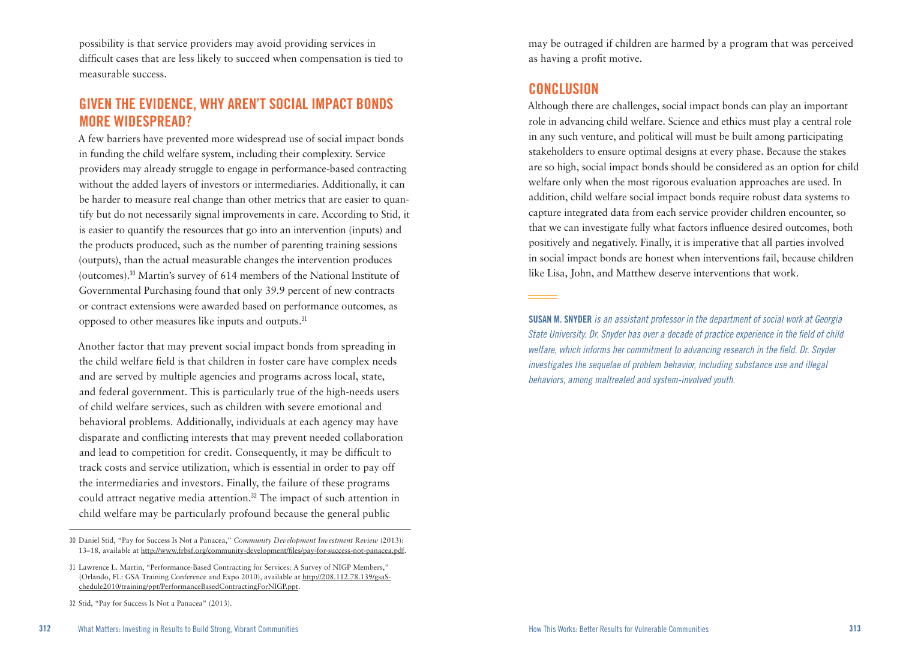possibility is that service providers may avoid providing services in difficult cases that are less likely to succeed when compensation is tied to measurable success.

## GIVEN THE EVIDENCE, WHY AREN'T SOCIAL IMPACT BONDS MORE WIDESPREAD?

A few barriers have prevented more widespread use of social impact bonds in funding the child welfare system, including their complexity. Service providers may already struggle to engage in performance-based contracting without the added layers of investors or intermediaries. Additionally, it can be harder to measure real change than other metrics that are easier to quantify but do not necessarily signal improvements in care. According to Stid, it is easier to quantify the resources that go into an intervention (inputs) and the products produced, such as the number of parenting training sessions (outputs), than the actual measurable changes the intervention produces (outcomes).[30] Martin's survey of 614 members of the National Institute of Governmental Purchasing found that only 39.9 percent of new contracts or contract extensions were awarded based on performance outcomes, as opposed to other measures like inputs and outputs.[31]

Another factor that may prevent social impact bonds from spreading in the child welfare field is that children in foster care have complex needs and are served by multiple agencies and programs across local, state, and federal government. This is particularly true of the high-needs users of child welfare services, such as children with severe emotional and behavioral problems. Additionally, individuals at each agency may have disparate and conflicting interests that may prevent needed collaboration and lead to competition for credit. Consequently, it may be difficult to track costs and service utilization, which is essential in order to pay off the intermediaries and investors. Finally, the failure of these programs could attract negative media attention.[32] The impact of such attention in child welfare may be particularly profound because the general public may be outraged if children are harmed by a program that was perceived as having a profit motive.

## CONCLUSION

Although there are challenges, social impact bonds can play an important role in advancing child welfare. Science and ethics must play a central role in any such venture, and political will must be built among participating stakeholders to ensure optimal designs at every phase. Because the stakes are so high, social impact bonds should be considered as an option for child welfare only when the most rigorous evaluation approaches are used. In addition, child welfare social impact bonds require robust data systems to capture integrated data from each service provider children encounter, so that we can investigate fully what factors influence desired outcomes, both positively and negatively. Finally, it is imperative that all parties involved in social impact bonds are honest when interventions fail, because children like Lisa, John, and Matthew deserve interventions that work.

**SUSAN M. SNYDER** *is an assistant professor in the department of social work at Georgia State University. Dr. Snyder has over a decade of practice experience in the field of child welfare, which informs her commitment to advancing research in the field. Dr. Snyder investigates the sequelae of problem behavior, including substance use and illegal behaviors, among maltreated and system-involved youth.*

---

30 Daniel Stid, "Pay for Success Is Not a Panacea," *Community Development Investment Review* (2013): 13–18, available at http://www.frbsf.org/community-development/files/pay-for-success-not-panacea.pdf.

31 Lawrence L. Martin, "Performance-Based Contracting for Services: A Survey of NIGP Members," (Orlando, FL: GSA Training Conference and Expo 2010), available at http://208.112.78.139/gsaSchedule2010/training/ppt/PerformanceBasedContractingForNIGP.ppt.

32 Stid, "Pay for Success Is Not a Panacea" (2013).